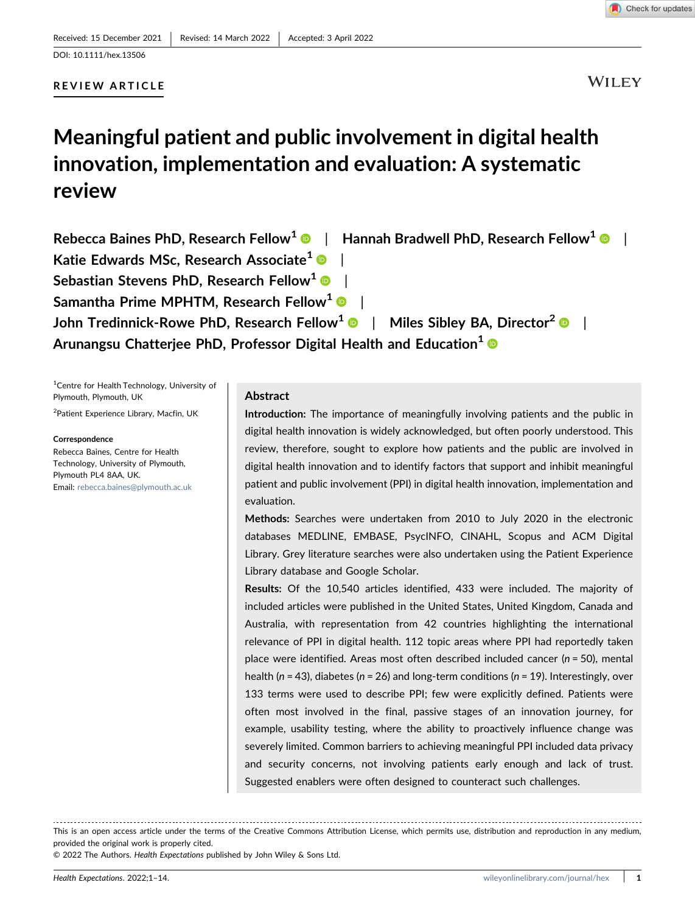Received: 15 December 2021 | Revised: 14 March 2022 | Accepted: 3 April 2022

DOI: 10.1111/hex.13506

REVIEW ARTICLE

# Meaningful patient and public involvement in digital health innovation, implementation and evaluation: A systematic review

Rebecca Baines PhD, Research Fellow[1] | Hannah Bradwell PhD, Research Fellow[1] | Katie Edwards MSc, Research Associate[1] | Sebastian Stevens PhD, Research Fellow[1] | Samantha Prime MPHTM, Research Fellow[1] | John Tredinnick-Rowe PhD, Research Fellow[1] | Miles Sibley BA, Director[2] | Arunangsu Chatterjee PhD, Professor Digital Health and Education[1]

[1]Centre for Health Technology, University of Plymouth, Plymouth, UK

[2]Patient Experience Library, Macfin, UK

**Correspondence**
Rebecca Baines, Centre for Health Technology, University of Plymouth, Plymouth PL4 8AA, UK.
Email: rebecca.baines@plymouth.ac.uk

## Abstract

**Introduction:** The importance of meaningfully involving patients and the public in digital health innovation is widely acknowledged, but often poorly understood. This review, therefore, sought to explore how patients and the public are involved in digital health innovation and to identify factors that support and inhibit meaningful patient and public involvement (PPI) in digital health innovation, implementation and evaluation.

**Methods:** Searches were undertaken from 2010 to July 2020 in the electronic databases MEDLINE, EMBASE, PsycINFO, CINAHL, Scopus and ACM Digital Library. Grey literature searches were also undertaken using the Patient Experience Library database and Google Scholar.

**Results:** Of the 10,540 articles identified, 433 were included. The majority of included articles were published in the United States, United Kingdom, Canada and Australia, with representation from 42 countries highlighting the international relevance of PPI in digital health. 112 topic areas where PPI had reportedly taken place were identified. Areas most often described included cancer (*n* = 50), mental health (*n* = 43), diabetes (*n* = 26) and long-term conditions (*n* = 19). Interestingly, over 133 terms were used to describe PPI; few were explicitly defined. Patients were often most involved in the final, passive stages of an innovation journey, for example, usability testing, where the ability to proactively influence change was severely limited. Common barriers to achieving meaningful PPI included data privacy and security concerns, not involving patients early enough and lack of trust. Suggested enablers were often designed to counteract such challenges.

This is an open access article under the terms of the Creative Commons Attribution License, which permits use, distribution and reproduction in any medium, provided the original work is properly cited.
© 2022 The Authors. *Health Expectations* published by John Wiley & Sons Ltd.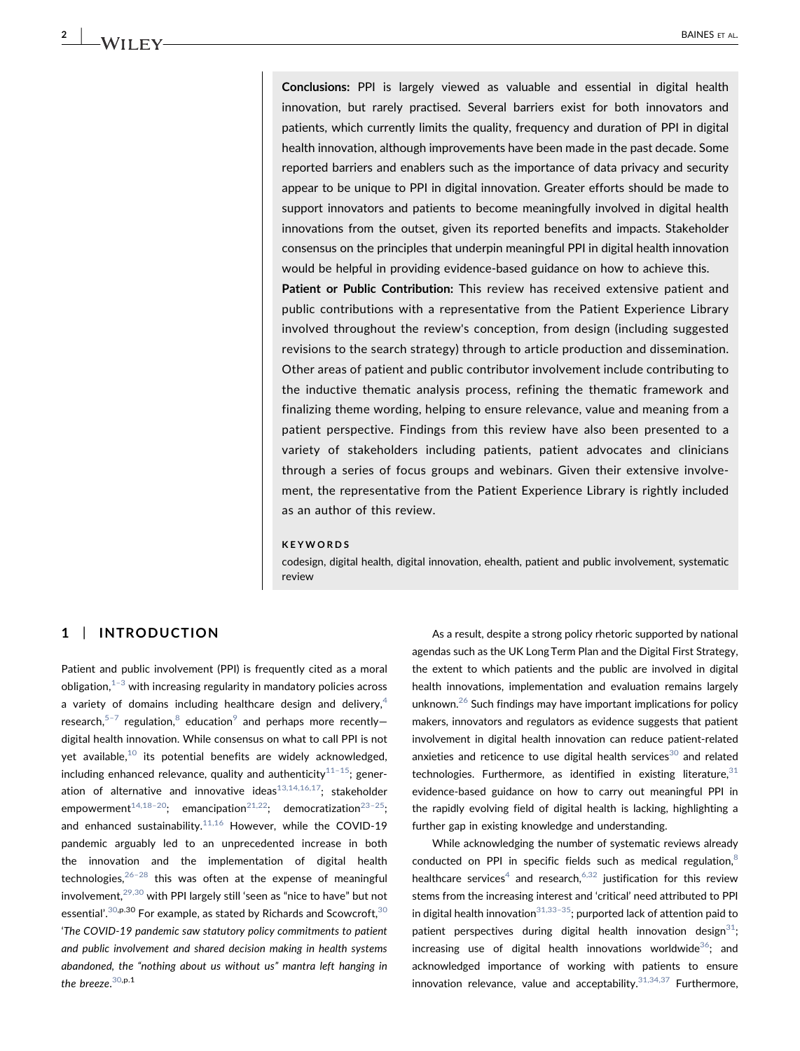**Conclusions:** PPI is largely viewed as valuable and essential in digital health innovation, but rarely practised. Several barriers exist for both innovators and patients, which currently limits the quality, frequency and duration of PPI in digital health innovation, although improvements have been made in the past decade. Some reported barriers and enablers such as the importance of data privacy and security appear to be unique to PPI in digital innovation. Greater efforts should be made to support innovators and patients to become meaningfully involved in digital health innovations from the outset, given its reported benefits and impacts. Stakeholder consensus on the principles that underpin meaningful PPI in digital health innovation would be helpful in providing evidence-based guidance on how to achieve this.

**Patient or Public Contribution:** This review has received extensive patient and public contributions with a representative from the Patient Experience Library involved throughout the review's conception, from design (including suggested revisions to the search strategy) through to article production and dissemination. Other areas of patient and public contributor involvement include contributing to the inductive thematic analysis process, refining the thematic framework and finalizing theme wording, helping to ensure relevance, value and meaning from a patient perspective. Findings from this review have also been presented to a variety of stakeholders including patients, patient advocates and clinicians through a series of focus groups and webinars. Given their extensive involvement, the representative from the Patient Experience Library is rightly included as an author of this review.

**KEYWORDS**

codesign, digital health, digital innovation, ehealth, patient and public involvement, systematic review

## 1 | INTRODUCTION

Patient and public involvement (PPI) is frequently cited as a moral obligation,[1–3] with increasing regularity in mandatory policies across a variety of domains including healthcare design and delivery,[4] research,[5–7] regulation,[8] education[9] and perhaps more recently—digital health innovation. While consensus on what to call PPI is not yet available,[10] its potential benefits are widely acknowledged, including enhanced relevance, quality and authenticity[11–15]; generation of alternative and innovative ideas[13,14,16,17]; stakeholder empowerment[14,18–20]; emancipation[21,22]; democratization[23–25]; and enhanced sustainability.[11,16] However, while the COVID-19 pandemic arguably led to an unprecedented increase in both the innovation and the implementation of digital health technologies,[26–28] this was often at the expense of meaningful involvement,[29,30] with PPI largely still 'seen as "nice to have" but not essential'.[30,p.30] For example, as stated by Richards and Scowcroft,[30] '*The COVID-19 pandemic saw statutory policy commitments to patient and public involvement and shared decision making in health systems abandoned, the "nothing about us without us" mantra left hanging in the breeze.*[30,p.1]

As a result, despite a strong policy rhetoric supported by national agendas such as the UK Long Term Plan and the Digital First Strategy, the extent to which patients and the public are involved in digital health innovations, implementation and evaluation remains largely unknown.[26] Such findings may have important implications for policy makers, innovators and regulators as evidence suggests that patient involvement in digital health innovation can reduce patient-related anxieties and reticence to use digital health services[30] and related technologies. Furthermore, as identified in existing literature,[31] evidence-based guidance on how to carry out meaningful PPI in the rapidly evolving field of digital health is lacking, highlighting a further gap in existing knowledge and understanding.

While acknowledging the number of systematic reviews already conducted on PPI in specific fields such as medical regulation,[8] healthcare services[4] and research,[6,32] justification for this review stems from the increasing interest and 'critical' need attributed to PPI in digital health innovation[31,33–35]; purported lack of attention paid to patient perspectives during digital health innovation design[31]; increasing use of digital health innovations worldwide[36]; and acknowledged importance of working with patients to ensure innovation relevance, value and acceptability.[31,34,37] Furthermore,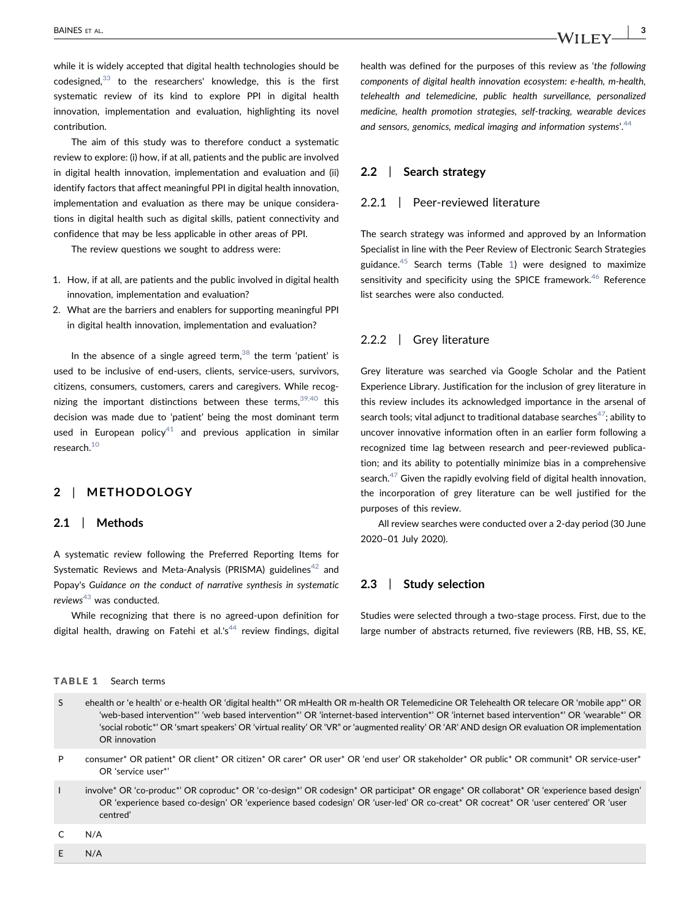while it is widely accepted that digital health technologies should be codesigned,[33] to the researchers' knowledge, this is the first systematic review of its kind to explore PPI in digital health innovation, implementation and evaluation, highlighting its novel contribution.

The aim of this study was to therefore conduct a systematic review to explore: (i) how, if at all, patients and the public are involved in digital health innovation, implementation and evaluation and (ii) identify factors that affect meaningful PPI in digital health innovation, implementation and evaluation as there may be unique considerations in digital health such as digital skills, patient connectivity and confidence that may be less applicable in other areas of PPI.

The review questions we sought to address were:

1. How, if at all, are patients and the public involved in digital health innovation, implementation and evaluation?
2. What are the barriers and enablers for supporting meaningful PPI in digital health innovation, implementation and evaluation?

In the absence of a single agreed term,[38] the term 'patient' is used to be inclusive of end-users, clients, service-users, survivors, citizens, consumers, customers, carers and caregivers. While recognizing the important distinctions between these terms,[39,40] this decision was made due to 'patient' being the most dominant term used in European policy[41] and previous application in similar research.[10]

## 2 | METHODOLOGY

### 2.1 | Methods

A systematic review following the Preferred Reporting Items for Systematic Reviews and Meta-Analysis (PRISMA) guidelines[42] and Popay's *Guidance on the conduct of narrative synthesis in systematic reviews*[43] was conducted.

While recognizing that there is no agreed-upon definition for digital health, drawing on Fatehi et al.'s[44] review findings, digital health was defined for the purposes of this review as '*the following components of digital health innovation ecosystem: e-health, m-health, telehealth and telemedicine, public health surveillance, personalized medicine, health promotion strategies, self-tracking, wearable devices and sensors, genomics, medical imaging and information systems*'.[44]

### 2.2 | Search strategy

#### 2.2.1 | Peer-reviewed literature

The search strategy was informed and approved by an Information Specialist in line with the Peer Review of Electronic Search Strategies guidance.[45] Search terms (Table 1) were designed to maximize sensitivity and specificity using the SPICE framework.[46] Reference list searches were also conducted.

#### 2.2.2 | Grey literature

Grey literature was searched via Google Scholar and the Patient Experience Library. Justification for the inclusion of grey literature in this review includes its acknowledged importance in the arsenal of search tools; vital adjunct to traditional database searches[47]; ability to uncover innovative information often in an earlier form following a recognized time lag between research and peer-reviewed publication; and its ability to potentially minimize bias in a comprehensive search.[47] Given the rapidly evolving field of digital health innovation, the incorporation of grey literature can be well justified for the purposes of this review.

All review searches were conducted over a 2-day period (30 June 2020–01 July 2020).

### 2.3 | Study selection

Studies were selected through a two-stage process. First, due to the large number of abstracts returned, five reviewers (RB, HB, SS, KE,

**TABLE 1** Search terms

| | |
|---|---|
| S | ehealth or 'e health' or e-health OR 'digital health*' OR mHealth OR m-health OR Telemedicine OR Telehealth OR telecare OR 'mobile app*' OR 'web-based intervention*' 'web based intervention*' OR 'internet-based intervention*' OR 'internet based intervention*' OR 'wearable*' OR 'social robotic*' OR 'smart speakers' OR 'virtual reality' OR 'VR" or 'augmented reality' OR 'AR' AND design OR evaluation OR implementation OR innovation |
| P | consumer* OR patient* OR client* OR citizen* OR carer* OR user* OR 'end user' OR stakeholder* OR public* OR communit* OR service-user* OR 'service user*' |
| I | involve* OR 'co-produc*' OR coproduc* OR 'co-design*' OR codesign* OR participat* OR engage* OR collaborat* OR 'experience based design' OR 'experience based co-design' OR 'experience based codesign' OR 'user-led' OR co-creat* OR cocreat* OR 'user centered' OR 'user centred' |
| C | N/A |
| E | N/A |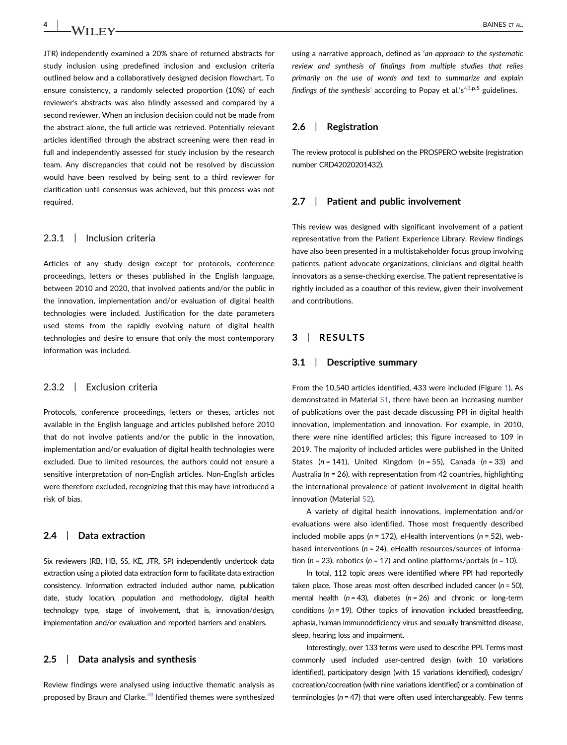JTR) independently examined a 20% share of returned abstracts for study inclusion using predefined inclusion and exclusion criteria outlined below and a collaboratively designed decision flowchart. To ensure consistency, a randomly selected proportion (10%) of each reviewer's abstracts was also blindly assessed and compared by a second reviewer. When an inclusion decision could not be made from the abstract alone, the full article was retrieved. Potentially relevant articles identified through the abstract screening were then read in full and independently assessed for study inclusion by the research team. Any discrepancies that could not be resolved by discussion would have been resolved by being sent to a third reviewer for clarification until consensus was achieved, but this process was not required.

### 2.3.1 | Inclusion criteria

Articles of any study design except for protocols, conference proceedings, letters or theses published in the English language, between 2010 and 2020, that involved patients and/or the public in the innovation, implementation and/or evaluation of digital health technologies were included. Justification for the date parameters used stems from the rapidly evolving nature of digital health technologies and desire to ensure that only the most contemporary information was included.

### 2.3.2 | Exclusion criteria

Protocols, conference proceedings, letters or theses, articles not available in the English language and articles published before 2010 that do not involve patients and/or the public in the innovation, implementation and/or evaluation of digital health technologies were excluded. Due to limited resources, the authors could not ensure a sensitive interpretation of non-English articles. Non-English articles were therefore excluded, recognizing that this may have introduced a risk of bias.

## 2.4 | Data extraction

Six reviewers (RB, HB, SS, KE, JTR, SP) independently undertook data extraction using a piloted data extraction form to facilitate data extraction consistency. Information extracted included author name, publication date, study location, population and methodology, digital health technology type, stage of involvement, that is, innovation/design, implementation and/or evaluation and reported barriers and enablers.

## 2.5 | Data analysis and synthesis

Review findings were analysed using inductive thematic analysis as proposed by Braun and Clarke.[48] Identified themes were synthesized using a narrative approach, defined as '*an approach to the systematic review and synthesis of findings from multiple studies that relies primarily on the use of words and text to summarize and explain findings of the synthesis*' according to Popay et al.'s[43,p.5] guidelines.

## 2.6 | Registration

The review protocol is published on the PROSPERO website (registration number CRD42020201432).

## 2.7 | Patient and public involvement

This review was designed with significant involvement of a patient representative from the Patient Experience Library. Review findings have also been presented in a multistakeholder focus group involving patients, patient advocate organizations, clinicians and digital health innovators as a sense-checking exercise. The patient representative is rightly included as a coauthor of this review, given their involvement and contributions.

# 3 | RESULTS

## 3.1 | Descriptive summary

From the 10,540 articles identified, 433 were included (Figure 1). As demonstrated in Material S1, there have been an increasing number of publications over the past decade discussing PPI in digital health innovation, implementation and innovation. For example, in 2010, there were nine identified articles; this figure increased to 109 in 2019. The majority of included articles were published in the United States ($n$ = 141), United Kingdom ($n$ = 55), Canada ($n$ = 33) and Australia ($n$ = 26), with representation from 42 countries, highlighting the international prevalence of patient involvement in digital health innovation (Material S2).

A variety of digital health innovations, implementation and/or evaluations were also identified. Those most frequently described included mobile apps ($n$ = 172), eHealth interventions ($n$ = 52), web-based interventions ($n$ = 24), eHealth resources/sources of information ($n$ = 23), robotics ($n$ = 17) and online platforms/portals ($n$ = 10).

In total, 112 topic areas were identified where PPI had reportedly taken place. Those areas most often described included cancer ($n$ = 50), mental health ($n$ = 43), diabetes ($n$ = 26) and chronic or long-term conditions ($n$ = 19). Other topics of innovation included breastfeeding, aphasia, human immunodeficiency virus and sexually transmitted disease, sleep, hearing loss and impairment.

Interestingly, over 133 terms were used to describe PPI. Terms most commonly used included user-centred design (with 10 variations identified), participatory design (with 15 variations identified), codesign/cocreation/cocreation (with nine variations identified) or a combination of terminologies ($n$ = 47) that were often used interchangeably. Few terms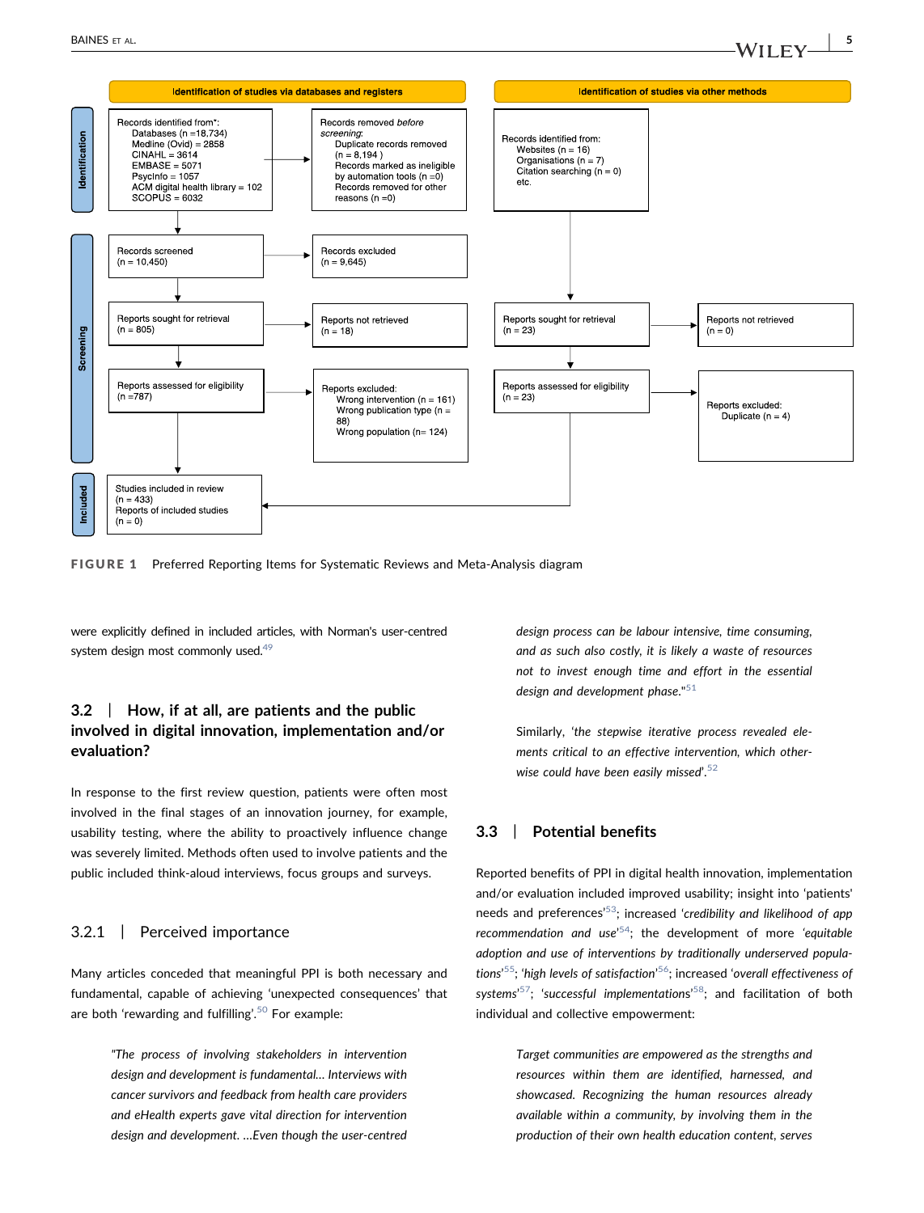**Identification of studies via databases and registers**

**Identification of studies via other methods**

**Identification**

Records identified from*:
- Databases (n =18,734)
- Medline (Ovid) = 2858
- CINAHL = 3614
- EMBASE = 5071
- PsycInfo = 1057
- ACM digital health library = 102
- SCOPUS = 6032

Records removed *before screening*:
- Duplicate records removed (n = 8,194 )
- Records marked as ineligible by automation tools (n =0)
- Records removed for other reasons (n =0)

Records identified from:
- Websites (n = 16)
- Organisations (n = 7)
- Citation searching (n = 0)
- etc.

**Screening**

Records screened (n = 10,450) → Records excluded (n = 9,645)

Reports sought for retrieval (n = 805) → Reports not retrieved (n = 18)

Reports assessed for eligibility (n =787) → Reports excluded:
- Wrong intervention (n = 161)
- Wrong publication type (n = 88)
- Wrong population (n= 124)

Reports sought for retrieval (n = 23) → Reports not retrieved (n = 0)

Reports assessed for eligibility (n = 23) → Reports excluded:
- Duplicate (n = 4)

**Included**

Studies included in review (n = 433)
Reports of included studies (n = 0)

**FIGURE 1** Preferred Reporting Items for Systematic Reviews and Meta-Analysis diagram

were explicitly defined in included articles, with Norman's user-centred system design most commonly used.[49]

### 3.2 | How, if at all, are patients and the public involved in digital innovation, implementation and/or evaluation?

In response to the first review question, patients were often most involved in the final stages of an innovation journey, for example, usability testing, where the ability to proactively influence change was severely limited. Methods often used to involve patients and the public included think-aloud interviews, focus groups and surveys.

#### 3.2.1 | Perceived importance

Many articles conceded that meaningful PPI is both necessary and fundamental, capable of achieving 'unexpected consequences' that are both 'rewarding and fulfilling'.[50] For example:

> *"The process of involving stakeholders in intervention design and development is fundamental... Interviews with cancer survivors and feedback from health care providers and eHealth experts gave vital direction for intervention design and development. ...Even though the user-centred design process can be labour intensive, time consuming, and as such also costly, it is likely a waste of resources not to invest enough time and effort in the essential design and development phase."*[51]

Similarly, '*the stepwise iterative process revealed elements critical to an effective intervention, which otherwise could have been easily missed*'.[52]

### 3.3 | Potential benefits

Reported benefits of PPI in digital health innovation, implementation and/or evaluation included improved usability; insight into 'patients' needs and preferences'[53]; increased '*credibility and likelihood of app recommendation and use*'[54]; the development of more '*equitable adoption and use of interventions by traditionally underserved populations*'[55]; '*high levels of satisfaction*'[56]; increased '*overall effectiveness of systems*'[57]; '*successful implementations*'[58]; and facilitation of both individual and collective empowerment:

> *Target communities are empowered as the strengths and resources within them are identified, harnessed, and showcased. Recognizing the human resources already available within a community, by involving them in the production of their own health education content, serves*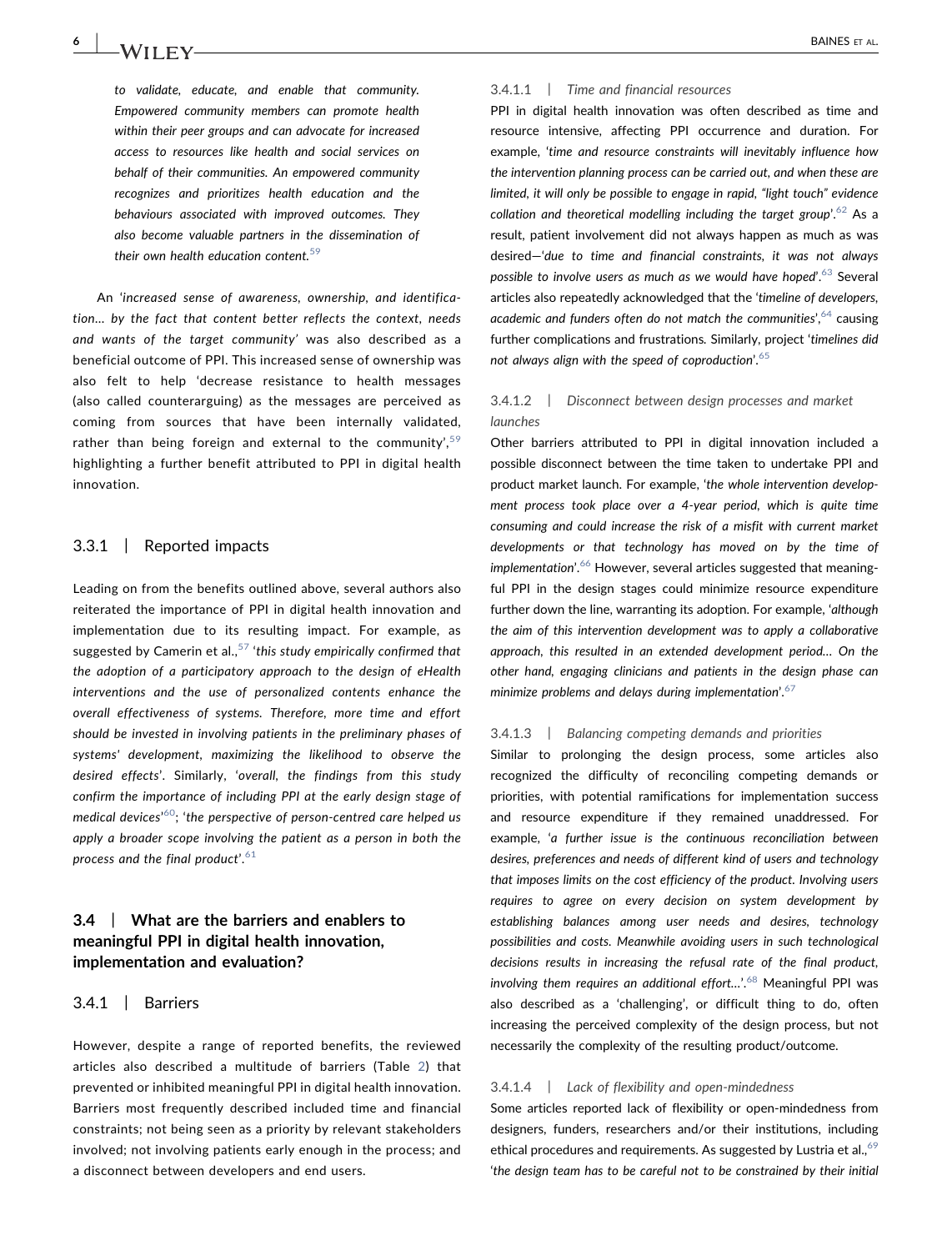*to validate, educate, and enable that community. Empowered community members can promote health within their peer groups and can advocate for increased access to resources like health and social services on behalf of their communities. An empowered community recognizes and prioritizes health education and the behaviours associated with improved outcomes. They also become valuable partners in the dissemination of their own health education content.*[59]

An '*increased sense of awareness, ownership, and identification… by the fact that content better reflects the context, needs and wants of the target community*' was also described as a beneficial outcome of PPI. This increased sense of ownership was also felt to help 'decrease resistance to health messages (also called counterarguing) as the messages are perceived as coming from sources that have been internally validated, rather than being foreign and external to the community',[59] highlighting a further benefit attributed to PPI in digital health innovation.

### 3.3.1 | Reported impacts

Leading on from the benefits outlined above, several authors also reiterated the importance of PPI in digital health innovation and implementation due to its resulting impact. For example, as suggested by Camerin et al.,[57] '*this study empirically confirmed that the adoption of a participatory approach to the design of eHealth interventions and the use of personalized contents enhance the overall effectiveness of systems. Therefore, more time and effort should be invested in involving patients in the preliminary phases of systems' development, maximizing the likelihood to observe the desired effects*'. Similarly, '*overall, the findings from this study confirm the importance of including PPI at the early design stage of medical devices*'[60]; '*the perspective of person-centred care helped us apply a broader scope involving the patient as a person in both the process and the final product*'.[61]

## 3.4 | What are the barriers and enablers to meaningful PPI in digital health innovation, implementation and evaluation?

### 3.4.1 | Barriers

However, despite a range of reported benefits, the reviewed articles also described a multitude of barriers (Table 2) that prevented or inhibited meaningful PPI in digital health innovation. Barriers most frequently described included time and financial constraints; not being seen as a priority by relevant stakeholders involved; not involving patients early enough in the process; and a disconnect between developers and end users.

#### 3.4.1.1 | *Time and financial resources*

PPI in digital health innovation was often described as time and resource intensive, affecting PPI occurrence and duration. For example, '*time and resource constraints will inevitably influence how the intervention planning process can be carried out, and when these are limited, it will only be possible to engage in rapid, "light touch" evidence collation and theoretical modelling including the target group*'.[62] As a result, patient involvement did not always happen as much as was desired—'*due to time and financial constraints, it was not always possible to involve users as much as we would have hoped*'.[63] Several articles also repeatedly acknowledged that the '*timeline of developers, academic and funders often do not match the communities*',[64] causing further complications and frustrations. Similarly, project '*timelines did not always align with the speed of coproduction*'.[65]

#### 3.4.1.2 | *Disconnect between design processes and market launches*

Other barriers attributed to PPI in digital innovation included a possible disconnect between the time taken to undertake PPI and product market launch. For example, '*the whole intervention development process took place over a 4-year period, which is quite time consuming and could increase the risk of a misfit with current market developments or that technology has moved on by the time of implementation*'.[66] However, several articles suggested that meaningful PPI in the design stages could minimize resource expenditure further down the line, warranting its adoption. For example, '*although the aim of this intervention development was to apply a collaborative approach, this resulted in an extended development period… On the other hand, engaging clinicians and patients in the design phase can minimize problems and delays during implementation*'.[67]

#### 3.4.1.3 | *Balancing competing demands and priorities*

Similar to prolonging the design process, some articles also recognized the difficulty of reconciling competing demands or priorities, with potential ramifications for implementation success and resource expenditure if they remained unaddressed. For example, '*a further issue is the continuous reconciliation between desires, preferences and needs of different kind of users and technology that imposes limits on the cost efficiency of the product. Involving users requires to agree on every decision on system development by establishing balances among user needs and desires, technology possibilities and costs. Meanwhile avoiding users in such technological decisions results in increasing the refusal rate of the final product, involving them requires an additional effort…*'.[68] Meaningful PPI was also described as a 'challenging', or difficult thing to do, often increasing the perceived complexity of the design process, but not necessarily the complexity of the resulting product/outcome.

#### 3.4.1.4 | *Lack of flexibility and open-mindedness*

Some articles reported lack of flexibility or open-mindedness from designers, funders, researchers and/or their institutions, including ethical procedures and requirements. As suggested by Lustria et al.,[69] '*the design team has to be careful not to be constrained by their initial*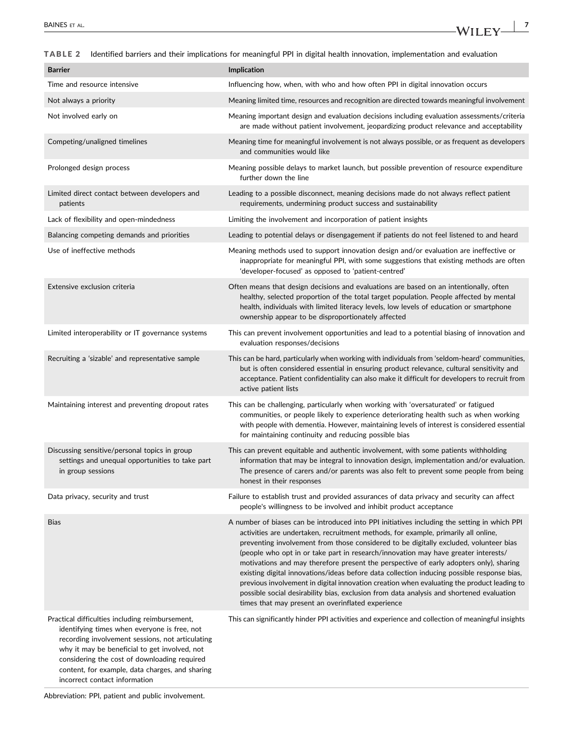**TABLE 2** Identified barriers and their implications for meaningful PPI in digital health innovation, implementation and evaluation

| Barrier | Implication |
|---|---|
| Time and resource intensive | Influencing how, when, with who and how often PPI in digital innovation occurs |
| Not always a priority | Meaning limited time, resources and recognition are directed towards meaningful involvement |
| Not involved early on | Meaning important design and evaluation decisions including evaluation assessments/criteria are made without patient involvement, jeopardizing product relevance and acceptability |
| Competing/unaligned timelines | Meaning time for meaningful involvement is not always possible, or as frequent as developers and communities would like |
| Prolonged design process | Meaning possible delays to market launch, but possible prevention of resource expenditure further down the line |
| Limited direct contact between developers and patients | Leading to a possible disconnect, meaning decisions made do not always reflect patient requirements, undermining product success and sustainability |
| Lack of flexibility and open-mindedness | Limiting the involvement and incorporation of patient insights |
| Balancing competing demands and priorities | Leading to potential delays or disengagement if patients do not feel listened to and heard |
| Use of ineffective methods | Meaning methods used to support innovation design and/or evaluation are ineffective or inappropriate for meaningful PPI, with some suggestions that existing methods are often 'developer-focused' as opposed to 'patient-centred' |
| Extensive exclusion criteria | Often means that design decisions and evaluations are based on an intentionally, often healthy, selected proportion of the total target population. People affected by mental health, individuals with limited literacy levels, low levels of education or smartphone ownership appear to be disproportionately affected |
| Limited interoperability or IT governance systems | This can prevent involvement opportunities and lead to a potential biasing of innovation and evaluation responses/decisions |
| Recruiting a 'sizable' and representative sample | This can be hard, particularly when working with individuals from 'seldom-heard' communities, but is often considered essential in ensuring product relevance, cultural sensitivity and acceptance. Patient confidentiality can also make it difficult for developers to recruit from active patient lists |
| Maintaining interest and preventing dropout rates | This can be challenging, particularly when working with 'oversaturated' or fatigued communities, or people likely to experience deteriorating health such as when working with people with dementia. However, maintaining levels of interest is considered essential for maintaining continuity and reducing possible bias |
| Discussing sensitive/personal topics in group settings and unequal opportunities to take part in group sessions | This can prevent equitable and authentic involvement, with some patients withholding information that may be integral to innovation design, implementation and/or evaluation. The presence of carers and/or parents was also felt to prevent some people from being honest in their responses |
| Data privacy, security and trust | Failure to establish trust and provided assurances of data privacy and security can affect people's willingness to be involved and inhibit product acceptance |
| Bias | A number of biases can be introduced into PPI initiatives including the setting in which PPI activities are undertaken, recruitment methods, for example, primarily all online, preventing involvement from those considered to be digitally excluded, volunteer bias (people who opt in or take part in research/innovation may have greater interests/motivations and may therefore present the perspective of early adopters only), sharing existing digital innovations/ideas before data collection inducing possible response bias, previous involvement in digital innovation creation when evaluating the product leading to possible social desirability bias, exclusion from data analysis and shortened evaluation times that may present an overinflated experience |
| Practical difficulties including reimbursement, identifying times when everyone is free, not recording involvement sessions, not articulating why it may be beneficial to get involved, not considering the cost of downloading required content, for example, data charges, and sharing incorrect contact information | This can significantly hinder PPI activities and experience and collection of meaningful insights |

Abbreviation: PPI, patient and public involvement.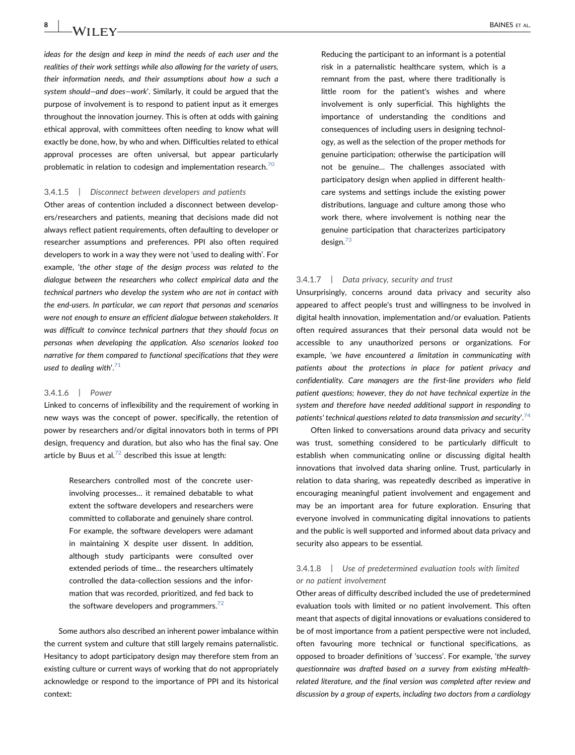*ideas for the design and keep in mind the needs of each user and the realities of their work settings while also allowing for the variety of users, their information needs, and their assumptions about how a such a system should—and does—work*'. Similarly, it could be argued that the purpose of involvement is to respond to patient input as it emerges throughout the innovation journey. This is often at odds with gaining ethical approval, with committees often needing to know what will exactly be done, how, by who and when. Difficulties related to ethical approval processes are often universal, but appear particularly problematic in relation to codesign and implementation research.[70]

##### 3.4.1.5 | Disconnect between developers and patients

Other areas of contention included a disconnect between developers/researchers and patients, meaning that decisions made did not always reflect patient requirements, often defaulting to developer or researcher assumptions and preferences. PPI also often required developers to work in a way they were not 'used to dealing with'. For example, '*the other stage of the design process was related to the dialogue between the researchers who collect empirical data and the technical partners who develop the system who are not in contact with the end-users. In particular, we can report that personas and scenarios were not enough to ensure an efficient dialogue between stakeholders. It was difficult to convince technical partners that they should focus on personas when developing the application. Also scenarios looked too narrative for them compared to functional specifications that they were used to dealing with*'.[71]

##### 3.4.1.6 | Power

Linked to concerns of inflexibility and the requirement of working in new ways was the concept of power, specifically, the retention of power by researchers and/or digital innovators both in terms of PPI design, frequency and duration, but also who has the final say. One article by Buus et al.[72] described this issue at length:

> Researchers controlled most of the concrete user-involving processes… it remained debatable to what extent the software developers and researchers were committed to collaborate and genuinely share control. For example, the software developers were adamant in maintaining X despite user dissent. In addition, although study participants were consulted over extended periods of time… the researchers ultimately controlled the data-collection sessions and the information that was recorded, prioritized, and fed back to the software developers and programmers.[72]

Some authors also described an inherent power imbalance within the current system and culture that still largely remains paternalistic. Hesitancy to adopt participatory design may therefore stem from an existing culture or current ways of working that do not appropriately acknowledge or respond to the importance of PPI and its historical context:

> Reducing the participant to an informant is a potential risk in a paternalistic healthcare system, which is a remnant from the past, where there traditionally is little room for the patient's wishes and where involvement is only superficial. This highlights the importance of understanding the conditions and consequences of including users in designing technology, as well as the selection of the proper methods for genuine participation; otherwise the participation will not be genuine… The challenges associated with participatory design when applied in different healthcare systems and settings include the existing power distributions, language and culture among those who work there, where involvement is nothing near the genuine participation that characterizes participatory design.[73]

##### 3.4.1.7 | Data privacy, security and trust

Unsurprisingly, concerns around data privacy and security also appeared to affect people's trust and willingness to be involved in digital health innovation, implementation and/or evaluation. Patients often required assurances that their personal data would not be accessible to any unauthorized persons or organizations. For example, '*we have encountered a limitation in communicating with patients about the protections in place for patient privacy and confidentiality. Care managers are the first-line providers who field patient questions; however, they do not have technical expertize in the system and therefore have needed additional support in responding to patients' technical questions related to data transmission and security*'.[74]

Often linked to conversations around data privacy and security was trust, something considered to be particularly difficult to establish when communicating online or discussing digital health innovations that involved data sharing online. Trust, particularly in relation to data sharing, was repeatedly described as imperative in encouraging meaningful patient involvement and engagement and may be an important area for future exploration. Ensuring that everyone involved in communicating digital innovations to patients and the public is well supported and informed about data privacy and security also appears to be essential.

##### 3.4.1.8 | Use of predetermined evaluation tools with limited or no patient involvement

Other areas of difficulty described included the use of predetermined evaluation tools with limited or no patient involvement. This often meant that aspects of digital innovations or evaluations considered to be of most importance from a patient perspective were not included, often favouring more technical or functional specifications, as opposed to broader definitions of 'success'. For example, '*the survey questionnaire was drafted based on a survey from existing mHealth-related literature, and the final version was completed after review and discussion by a group of experts, including two doctors from a cardiology*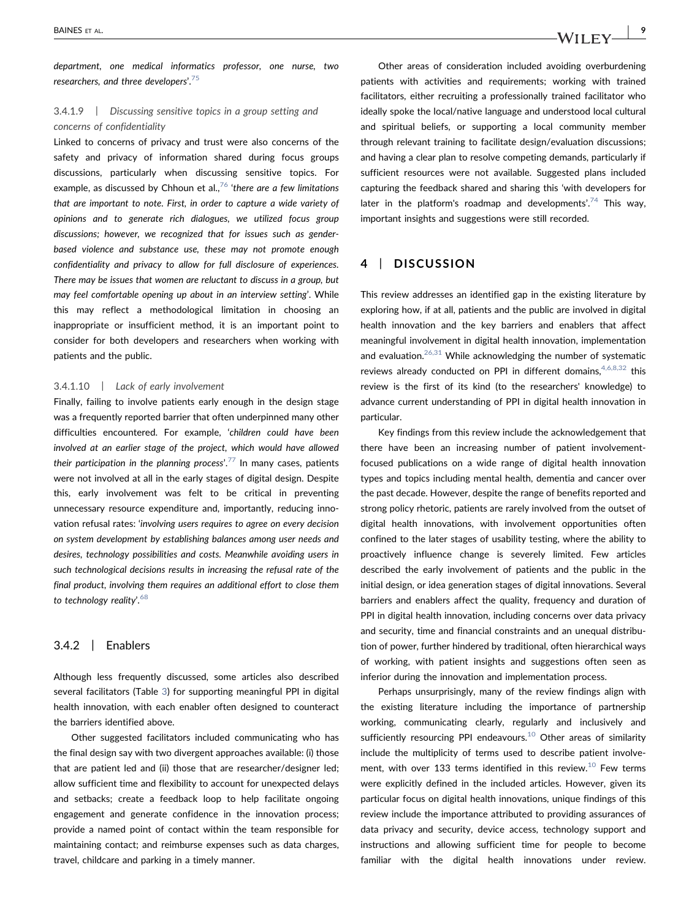*department, one medical informatics professor, one nurse, two researchers, and three developers*'.[75]

#### 3.4.1.9 | *Discussing sensitive topics in a group setting and concerns of confidentiality*

Linked to concerns of privacy and trust were also concerns of the safety and privacy of information shared during focus groups discussions, particularly when discussing sensitive topics. For example, as discussed by Chhoun et al.,[76] '*there are a few limitations that are important to note. First, in order to capture a wide variety of opinions and to generate rich dialogues, we utilized focus group discussions; however, we recognized that for issues such as gender-based violence and substance use, these may not promote enough confidentiality and privacy to allow for full disclosure of experiences. There may be issues that women are reluctant to discuss in a group, but may feel comfortable opening up about in an interview setting*'. While this may reflect a methodological limitation in choosing an inappropriate or insufficient method, it is an important point to consider for both developers and researchers when working with patients and the public.

#### 3.4.1.10 | *Lack of early involvement*

Finally, failing to involve patients early enough in the design stage was a frequently reported barrier that often underpinned many other difficulties encountered. For example, '*children could have been involved at an earlier stage of the project, which would have allowed their participation in the planning process*'.[77] In many cases, patients were not involved at all in the early stages of digital design. Despite this, early involvement was felt to be critical in preventing unnecessary resource expenditure and, importantly, reducing innovation refusal rates: '*involving users requires to agree on every decision on system development by establishing balances among user needs and desires, technology possibilities and costs. Meanwhile avoiding users in such technological decisions results in increasing the refusal rate of the final product, involving them requires an additional effort to close them to technology reality*'.[68]

### 3.4.2 | Enablers

Although less frequently discussed, some articles also described several facilitators (Table 3) for supporting meaningful PPI in digital health innovation, with each enabler often designed to counteract the barriers identified above.

Other suggested facilitators included communicating who has the final design say with two divergent approaches available: (i) those that are patient led and (ii) those that are researcher/designer led; allow sufficient time and flexibility to account for unexpected delays and setbacks; create a feedback loop to help facilitate ongoing engagement and generate confidence in the innovation process; provide a named point of contact within the team responsible for maintaining contact; and reimburse expenses such as data charges, travel, childcare and parking in a timely manner.

Other areas of consideration included avoiding overburdening patients with activities and requirements; working with trained facilitators, either recruiting a professionally trained facilitator who ideally spoke the local/native language and understood local cultural and spiritual beliefs, or supporting a local community member through relevant training to facilitate design/evaluation discussions; and having a clear plan to resolve competing demands, particularly if sufficient resources were not available. Suggested plans included capturing the feedback shared and sharing this 'with developers for later in the platform's roadmap and developments'.[74] This way, important insights and suggestions were still recorded.

## 4 | DISCUSSION

This review addresses an identified gap in the existing literature by exploring how, if at all, patients and the public are involved in digital health innovation and the key barriers and enablers that affect meaningful involvement in digital health innovation, implementation and evaluation.[26,31] While acknowledging the number of systematic reviews already conducted on PPI in different domains,[4,6,8,32] this review is the first of its kind (to the researchers' knowledge) to advance current understanding of PPI in digital health innovation in particular.

Key findings from this review include the acknowledgement that there have been an increasing number of patient involvement-focused publications on a wide range of digital health innovation types and topics including mental health, dementia and cancer over the past decade. However, despite the range of benefits reported and strong policy rhetoric, patients are rarely involved from the outset of digital health innovations, with involvement opportunities often confined to the later stages of usability testing, where the ability to proactively influence change is severely limited. Few articles described the early involvement of patients and the public in the initial design, or idea generation stages of digital innovations. Several barriers and enablers affect the quality, frequency and duration of PPI in digital health innovation, including concerns over data privacy and security, time and financial constraints and an unequal distribution of power, further hindered by traditional, often hierarchical ways of working, with patient insights and suggestions often seen as inferior during the innovation and implementation process.

Perhaps unsurprisingly, many of the review findings align with the existing literature including the importance of partnership working, communicating clearly, regularly and inclusively and sufficiently resourcing PPI endeavours.[10] Other areas of similarity include the multiplicity of terms used to describe patient involvement, with over 133 terms identified in this review.[10] Few terms were explicitly defined in the included articles. However, given its particular focus on digital health innovations, unique findings of this review include the importance attributed to providing assurances of data privacy and security, device access, technology support and instructions and allowing sufficient time for people to become familiar with the digital health innovations under review.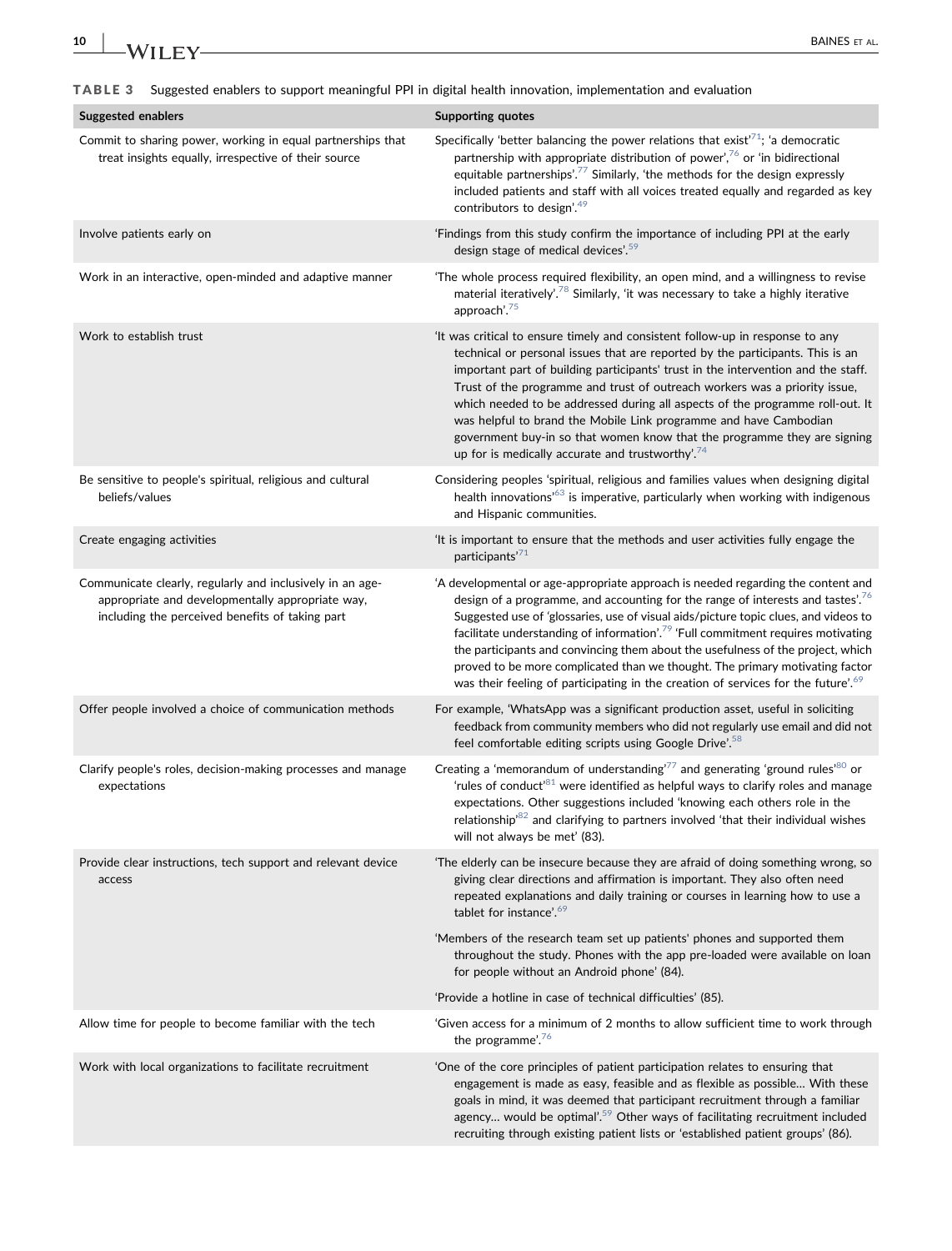**TABLE 3** Suggested enablers to support meaningful PPI in digital health innovation, implementation and evaluation

| Suggested enablers | Supporting quotes |
| --- | --- |
| Commit to sharing power, working in equal partnerships that treat insights equally, irrespective of their source | Specifically 'better balancing the power relations that exist'[71]; 'a democratic partnership with appropriate distribution of power',[76] or 'in bidirectional equitable partnerships'.[77] Similarly, 'the methods for the design expressly included patients and staff with all voices treated equally and regarded as key contributors to design'.[49] |
| Involve patients early on | 'Findings from this study confirm the importance of including PPI at the early design stage of medical devices'.[59] |
| Work in an interactive, open-minded and adaptive manner | 'The whole process required flexibility, an open mind, and a willingness to revise material iteratively'.[78] Similarly, 'it was necessary to take a highly iterative approach'.[75] |
| Work to establish trust | 'It was critical to ensure timely and consistent follow-up in response to any technical or personal issues that are reported by the participants. This is an important part of building participants' trust in the intervention and the staff. Trust of the programme and trust of outreach workers was a priority issue, which needed to be addressed during all aspects of the programme roll-out. It was helpful to brand the Mobile Link programme and have Cambodian government buy-in so that women know that the programme they are signing up for is medically accurate and trustworthy'.[74] |
| Be sensitive to people's spiritual, religious and cultural beliefs/values | Considering peoples 'spiritual, religious and families values when designing digital health innovations'[63] is imperative, particularly when working with indigenous and Hispanic communities. |
| Create engaging activities | 'It is important to ensure that the methods and user activities fully engage the participants'[71] |
| Communicate clearly, regularly and inclusively in an age-appropriate and developmentally appropriate way, including the perceived benefits of taking part | 'A developmental or age-appropriate approach is needed regarding the content and design of a programme, and accounting for the range of interests and tastes'.[76] Suggested use of 'glossaries, use of visual aids/picture topic clues, and videos to facilitate understanding of information'.[79] 'Full commitment requires motivating the participants and convincing them about the usefulness of the project, which proved to be more complicated than we thought. The primary motivating factor was their feeling of participating in the creation of services for the future'.[69] |
| Offer people involved a choice of communication methods | For example, 'WhatsApp was a significant production asset, useful in soliciting feedback from community members who did not regularly use email and did not feel comfortable editing scripts using Google Drive'.[58] |
| Clarify people's roles, decision-making processes and manage expectations | Creating a 'memorandum of understanding'[77] and generating 'ground rules'[80] or 'rules of conduct'[81] were identified as helpful ways to clarify roles and manage expectations. Other suggestions included 'knowing each others role in the relationship'[82] and clarifying to partners involved 'that their individual wishes will not always be met' (83). |
| Provide clear instructions, tech support and relevant device access | 'The elderly can be insecure because they are afraid of doing something wrong, so giving clear directions and affirmation is important. They also often need repeated explanations and daily training or courses in learning how to use a tablet for instance'.[69] |
| | 'Members of the research team set up patients' phones and supported them throughout the study. Phones with the app pre-loaded were available on loan for people without an Android phone' (84). |
| | 'Provide a hotline in case of technical difficulties' (85). |
| Allow time for people to become familiar with the tech | 'Given access for a minimum of 2 months to allow sufficient time to work through the programme'.[76] |
| Work with local organizations to facilitate recruitment | 'One of the core principles of patient participation relates to ensuring that engagement is made as easy, feasible and as flexible as possible… With these goals in mind, it was deemed that participant recruitment through a familiar agency… would be optimal'.[59] Other ways of facilitating recruitment included recruiting through existing patient lists or 'established patient groups' (86). |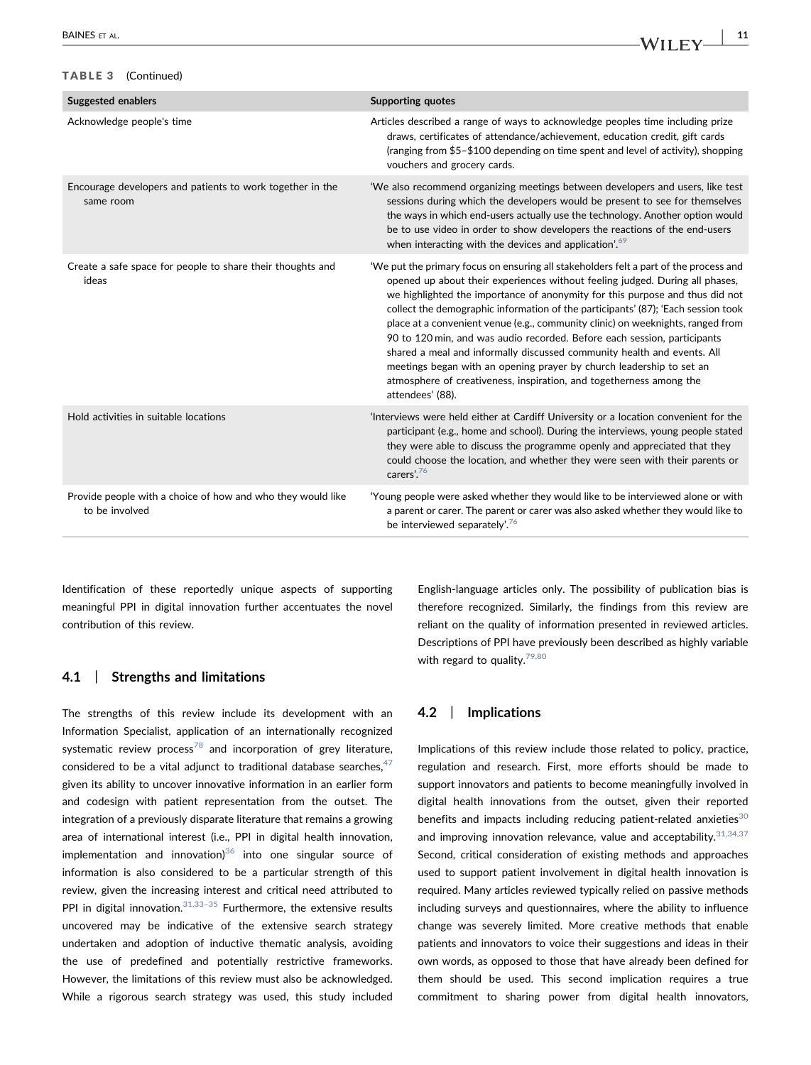**TABLE 3** (Continued)

| Suggested enablers | Supporting quotes |
|---|---|
| Acknowledge people's time | Articles described a range of ways to acknowledge peoples time including prize draws, certificates of attendance/achievement, education credit, gift cards (ranging from \$5–\$100 depending on time spent and level of activity), shopping vouchers and grocery cards. |
| Encourage developers and patients to work together in the same room | 'We also recommend organizing meetings between developers and users, like test sessions during which the developers would be present to see for themselves the ways in which end-users actually use the technology. Another option would be to use video in order to show developers the reactions of the end-users when interacting with the devices and application'.[69] |
| Create a safe space for people to share their thoughts and ideas | 'We put the primary focus on ensuring all stakeholders felt a part of the process and opened up about their experiences without feeling judged. During all phases, we highlighted the importance of anonymity for this purpose and thus did not collect the demographic information of the participants' (87); 'Each session took place at a convenient venue (e.g., community clinic) on weeknights, ranged from 90 to 120 min, and was audio recorded. Before each session, participants shared a meal and informally discussed community health and events. All meetings began with an opening prayer by church leadership to set an atmosphere of creativeness, inspiration, and togetherness among the attendees' (88). |
| Hold activities in suitable locations | 'Interviews were held either at Cardiff University or a location convenient for the participant (e.g., home and school). During the interviews, young people stated they were able to discuss the programme openly and appreciated that they could choose the location, and whether they were seen with their parents or carers'.[76] |
| Provide people with a choice of how and who they would like to be involved | 'Young people were asked whether they would like to be interviewed alone or with a parent or carer. The parent or carer was also asked whether they would like to be interviewed separately'.[76] |

Identification of these reportedly unique aspects of supporting meaningful PPI in digital innovation further accentuates the novel contribution of this review.

### 4.1 | Strengths and limitations

The strengths of this review include its development with an Information Specialist, application of an internationally recognized systematic review process[78] and incorporation of grey literature, considered to be a vital adjunct to traditional database searches,[47] given its ability to uncover innovative information in an earlier form and codesign with patient representation from the outset. The integration of a previously disparate literature that remains a growing area of international interest (i.e., PPI in digital health innovation, implementation and innovation)[36] into one singular source of information is also considered to be a particular strength of this review, given the increasing interest and critical need attributed to PPI in digital innovation.[31,33–35] Furthermore, the extensive results uncovered may be indicative of the extensive search strategy undertaken and adoption of inductive thematic analysis, avoiding the use of predefined and potentially restrictive frameworks. However, the limitations of this review must also be acknowledged. While a rigorous search strategy was used, this study included English-language articles only. The possibility of publication bias is therefore recognized. Similarly, the findings from this review are reliant on the quality of information presented in reviewed articles. Descriptions of PPI have previously been described as highly variable with regard to quality.[79,80]

### 4.2 | Implications

Implications of this review include those related to policy, practice, regulation and research. First, more efforts should be made to support innovators and patients to become meaningfully involved in digital health innovations from the outset, given their reported benefits and impacts including reducing patient-related anxieties[30] and improving innovation relevance, value and acceptability.[31,34,37] Second, critical consideration of existing methods and approaches used to support patient involvement in digital health innovation is required. Many articles reviewed typically relied on passive methods including surveys and questionnaires, where the ability to influence change was severely limited. More creative methods that enable patients and innovators to voice their suggestions and ideas in their own words, as opposed to those that have already been defined for them should be used. This second implication requires a true commitment to sharing power from digital health innovators,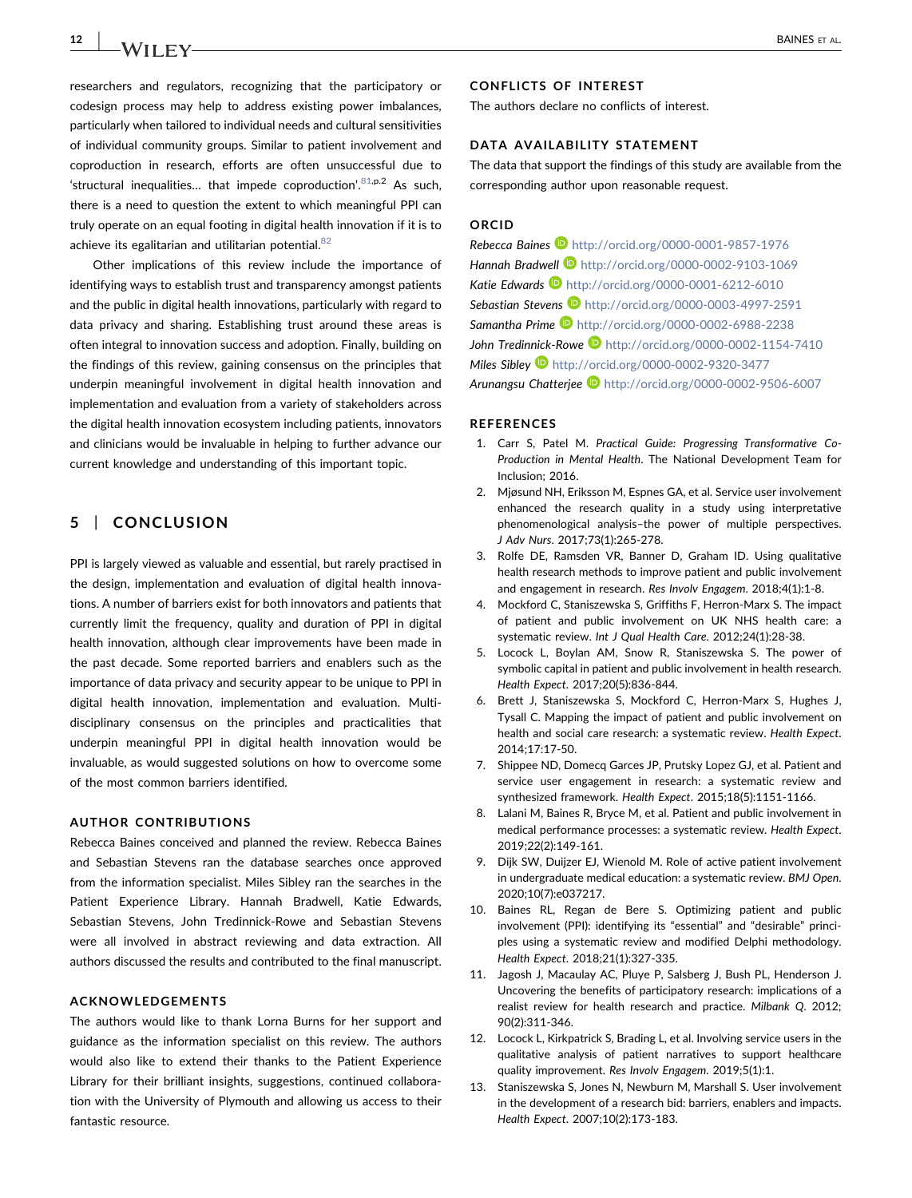researchers and regulators, recognizing that the participatory or codesign process may help to address existing power imbalances, particularly when tailored to individual needs and cultural sensitivities of individual community groups. Similar to patient involvement and coproduction in research, efforts are often unsuccessful due to 'structural inequalities… that impede coproduction'.[81,p.2] As such, there is a need to question the extent to which meaningful PPI can truly operate on an equal footing in digital health innovation if it is to achieve its egalitarian and utilitarian potential.[82]

Other implications of this review include the importance of identifying ways to establish trust and transparency amongst patients and the public in digital health innovations, particularly with regard to data privacy and sharing. Establishing trust around these areas is often integral to innovation success and adoption. Finally, building on the findings of this review, gaining consensus on the principles that underpin meaningful involvement in digital health innovation and implementation and evaluation from a variety of stakeholders across the digital health innovation ecosystem including patients, innovators and clinicians would be invaluable in helping to further advance our current knowledge and understanding of this important topic.

## 5 | CONCLUSION

PPI is largely viewed as valuable and essential, but rarely practised in the design, implementation and evaluation of digital health innovations. A number of barriers exist for both innovators and patients that currently limit the frequency, quality and duration of PPI in digital health innovation, although clear improvements have been made in the past decade. Some reported barriers and enablers such as the importance of data privacy and security appear to be unique to PPI in digital health innovation, implementation and evaluation. Multidisciplinary consensus on the principles and practicalities that underpin meaningful PPI in digital health innovation would be invaluable, as would suggested solutions on how to overcome some of the most common barriers identified.

### AUTHOR CONTRIBUTIONS

Rebecca Baines conceived and planned the review. Rebecca Baines and Sebastian Stevens ran the database searches once approved from the information specialist. Miles Sibley ran the searches in the Patient Experience Library. Hannah Bradwell, Katie Edwards, Sebastian Stevens, John Tredinnick-Rowe and Sebastian Stevens were all involved in abstract reviewing and data extraction. All authors discussed the results and contributed to the final manuscript.

### ACKNOWLEDGEMENTS

The authors would like to thank Lorna Burns for her support and guidance as the information specialist on this review. The authors would also like to extend their thanks to the Patient Experience Library for their brilliant insights, suggestions, continued collaboration with the University of Plymouth and allowing us access to their fantastic resource.

### CONFLICTS OF INTEREST

The authors declare no conflicts of interest.

### DATA AVAILABILITY STATEMENT

The data that support the findings of this study are available from the corresponding author upon reasonable request.

### ORCID

*Rebecca Baines* http://orcid.org/0000-0001-9857-1976
*Hannah Bradwell* http://orcid.org/0000-0002-9103-1069
*Katie Edwards* http://orcid.org/0000-0001-6212-6010
*Sebastian Stevens* http://orcid.org/0000-0003-4997-2591
*Samantha Prime* http://orcid.org/0000-0002-6988-2238
*John Tredinnick-Rowe* http://orcid.org/0000-0002-1154-7410
*Miles Sibley* http://orcid.org/0000-0002-9320-3477
*Arunangsu Chatterjee* http://orcid.org/0000-0002-9506-6007

### REFERENCES

1. Carr S, Patel M. *Practical Guide: Progressing Transformative Co-Production in Mental Health*. The National Development Team for Inclusion; 2016.
2. Mjøsund NH, Eriksson M, Espnes GA, et al. Service user involvement enhanced the research quality in a study using interpretative phenomenological analysis–the power of multiple perspectives. *J Adv Nurs*. 2017;73(1):265-278.
3. Rolfe DE, Ramsden VR, Banner D, Graham ID. Using qualitative health research methods to improve patient and public involvement and engagement in research. *Res Involv Engagem*. 2018;4(1):1-8.
4. Mockford C, Staniszewska S, Griffiths F, Herron-Marx S. The impact of patient and public involvement on UK NHS health care: a systematic review. *Int J Qual Health Care*. 2012;24(1):28-38.
5. Locock L, Boylan AM, Snow R, Staniszewska S. The power of symbolic capital in patient and public involvement in health research. *Health Expect*. 2017;20(5):836-844.
6. Brett J, Staniszewska S, Mockford C, Herron-Marx S, Hughes J, Tysall C. Mapping the impact of patient and public involvement on health and social care research: a systematic review. *Health Expect*. 2014;17:17-50.
7. Shippee ND, Domecq Garces JP, Prutsky Lopez GJ, et al. Patient and service user engagement in research: a systematic review and synthesized framework. *Health Expect*. 2015;18(5):1151-1166.
8. Lalani M, Baines R, Bryce M, et al. Patient and public involvement in medical performance processes: a systematic review. *Health Expect*. 2019;22(2):149-161.
9. Dijk SW, Duijzer EJ, Wienold M. Role of active patient involvement in undergraduate medical education: a systematic review. *BMJ Open*. 2020;10(7):e037217.
10. Baines RL, Regan de Bere S. Optimizing patient and public involvement (PPI): identifying its "essential" and "desirable" principles using a systematic review and modified Delphi methodology. *Health Expect*. 2018;21(1):327-335.
11. Jagosh J, Macaulay AC, Pluye P, Salsberg J, Bush PL, Henderson J. Uncovering the benefits of participatory research: implications of a realist review for health research and practice. *Milbank Q*. 2012;90(2):311-346.
12. Locock L, Kirkpatrick S, Brading L, et al. Involving service users in the qualitative analysis of patient narratives to support healthcare quality improvement. *Res Involv Engagem*. 2019;5(1):1.
13. Staniszewska S, Jones N, Newburn M, Marshall S. User involvement in the development of a research bid: barriers, enablers and impacts. *Health Expect*. 2007;10(2):173-183.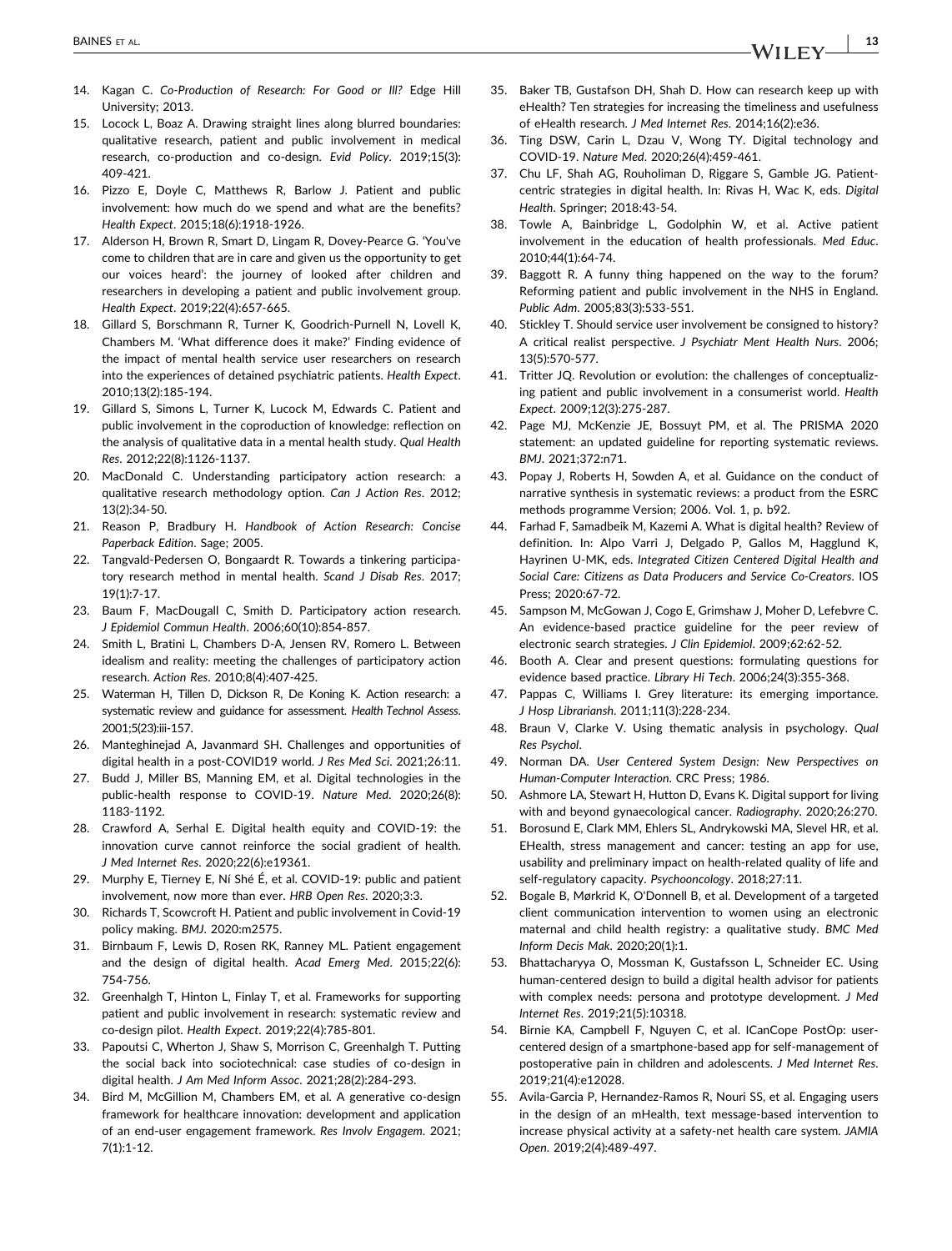14. Kagan C. *Co-Production of Research: For Good or Ill?* Edge Hill University; 2013.
15. Locock L, Boaz A. Drawing straight lines along blurred boundaries: qualitative research, patient and public involvement in medical research, co-production and co-design. *Evid Policy*. 2019;15(3): 409-421.
16. Pizzo E, Doyle C, Matthews R, Barlow J. Patient and public involvement: how much do we spend and what are the benefits? *Health Expect*. 2015;18(6):1918-1926.
17. Alderson H, Brown R, Smart D, Lingam R, Dovey-Pearce G. 'You've come to children that are in care and given us the opportunity to get our voices heard': the journey of looked after children and researchers in developing a patient and public involvement group. *Health Expect*. 2019;22(4):657-665.
18. Gillard S, Borschmann R, Turner K, Goodrich-Purnell N, Lovell K, Chambers M. 'What difference does it make?' Finding evidence of the impact of mental health service user researchers on research into the experiences of detained psychiatric patients. *Health Expect*. 2010;13(2):185-194.
19. Gillard S, Simons L, Turner K, Lucock M, Edwards C. Patient and public involvement in the coproduction of knowledge: reflection on the analysis of qualitative data in a mental health study. *Qual Health Res*. 2012;22(8):1126-1137.
20. MacDonald C. Understanding participatory action research: a qualitative research methodology option. *Can J Action Res*. 2012; 13(2):34-50.
21. Reason P, Bradbury H. *Handbook of Action Research: Concise Paperback Edition*. Sage; 2005.
22. Tangvald-Pedersen O, Bongaardt R. Towards a tinkering participatory research method in mental health. *Scand J Disab Res*. 2017; 19(1):7-17.
23. Baum F, MacDougall C, Smith D. Participatory action research. *J Epidemiol Commun Health*. 2006;60(10):854-857.
24. Smith L, Bratini L, Chambers D-A, Jensen RV, Romero L. Between idealism and reality: meeting the challenges of participatory action research. *Action Res*. 2010;8(4):407-425.
25. Waterman H, Tillen D, Dickson R, De Koning K. Action research: a systematic review and guidance for assessment. *Health Technol Assess*. 2001;5(23):iii-157.
26. Manteghinejad A, Javanmard SH. Challenges and opportunities of digital health in a post-COVID19 world. *J Res Med Sci*. 2021;26:11.
27. Budd J, Miller BS, Manning EM, et al. Digital technologies in the public-health response to COVID-19. *Nature Med*. 2020;26(8): 1183-1192.
28. Crawford A, Serhal E. Digital health equity and COVID-19: the innovation curve cannot reinforce the social gradient of health. *J Med Internet Res*. 2020;22(6):e19361.
29. Murphy E, Tierney E, Ní Shé É, et al. COVID-19: public and patient involvement, now more than ever. *HRB Open Res*. 2020;3:3.
30. Richards T, Scowcroft H. Patient and public involvement in Covid-19 policy making. *BMJ*. 2020:m2575.
31. Birnbaum F, Lewis D, Rosen RK, Ranney ML. Patient engagement and the design of digital health. *Acad Emerg Med*. 2015;22(6): 754-756.
32. Greenhalgh T, Hinton L, Finlay T, et al. Frameworks for supporting patient and public involvement in research: systematic review and co-design pilot. *Health Expect*. 2019;22(4):785-801.
33. Papoutsi C, Wherton J, Shaw S, Morrison C, Greenhalgh T. Putting the social back into sociotechnical: case studies of co-design in digital health. *J Am Med Inform Assoc*. 2021;28(2):284-293.
34. Bird M, McGillion M, Chambers EM, et al. A generative co-design framework for healthcare innovation: development and application of an end-user engagement framework. *Res Involv Engagem*. 2021; 7(1):1-12.
35. Baker TB, Gustafson DH, Shah D. How can research keep up with eHealth? Ten strategies for increasing the timeliness and usefulness of eHealth research. *J Med Internet Res*. 2014;16(2):e36.
36. Ting DSW, Carin L, Dzau V, Wong TY. Digital technology and COVID-19. *Nature Med*. 2020;26(4):459-461.
37. Chu LF, Shah AG, Rouholiman D, Riggare S, Gamble JG. Patient-centric strategies in digital health. In: Rivas H, Wac K, eds. *Digital Health*. Springer; 2018:43-54.
38. Towle A, Bainbridge L, Godolphin W, et al. Active patient involvement in the education of health professionals. *Med Educ*. 2010;44(1):64-74.
39. Baggott R. A funny thing happened on the way to the forum? Reforming patient and public involvement in the NHS in England. *Public Adm*. 2005;83(3):533-551.
40. Stickley T. Should service user involvement be consigned to history? A critical realist perspective. *J Psychiatr Ment Health Nurs*. 2006; 13(5):570-577.
41. Tritter JQ. Revolution or evolution: the challenges of conceptualizing patient and public involvement in a consumerist world. *Health Expect*. 2009;12(3):275-287.
42. Page MJ, McKenzie JE, Bossuyt PM, et al. The PRISMA 2020 statement: an updated guideline for reporting systematic reviews. *BMJ*. 2021;372:n71.
43. Popay J, Roberts H, Sowden A, et al. Guidance on the conduct of narrative synthesis in systematic reviews: a product from the ESRC methods programme Version; 2006. Vol. 1, p. b92.
44. Farhad F, Samadbeik M, Kazemi A. What is digital health? Review of definition. In: Alpo Varri J, Delgado P, Gallos M, Hagglund K, Hayrinen U-MK, eds. *Integrated Citizen Centered Digital Health and Social Care: Citizens as Data Producers and Service Co-Creators*. IOS Press; 2020:67-72.
45. Sampson M, McGowan J, Cogo E, Grimshaw J, Moher D, Lefebvre C. An evidence-based practice guideline for the peer review of electronic search strategies. *J Clin Epidemiol*. 2009;62:62-52.
46. Booth A. Clear and present questions: formulating questions for evidence based practice. *Library Hi Tech*. 2006;24(3):355-368.
47. Pappas C, Williams I. Grey literature: its emerging importance. *J Hosp Librariansh*. 2011;11(3):228-234.
48. Braun V, Clarke V. Using thematic analysis in psychology. *Qual Res Psychol*.
49. Norman DA. *User Centered System Design: New Perspectives on Human-Computer Interaction*. CRC Press; 1986.
50. Ashmore LA, Stewart H, Hutton D, Evans K. Digital support for living with and beyond gynaecological cancer. *Radiography*. 2020;26:270.
51. Borosund E, Clark MM, Ehlers SL, Andrykowski MA, Slevel HR, et al. EHealth, stress management and cancer: testing an app for use, usability and preliminary impact on health-related quality of life and self-regulatory capacity. *Psychooncology*. 2018;27:11.
52. Bogale B, Mørkrid K, O'Donnell B, et al. Development of a targeted client communication intervention to women using an electronic maternal and child health registry: a qualitative study. *BMC Med Inform Decis Mak*. 2020;20(1):1.
53. Bhattacharyya O, Mossman K, Gustafsson L, Schneider EC. Using human-centered design to build a digital health advisor for patients with complex needs: persona and prototype development. *J Med Internet Res*. 2019;21(5):10318.
54. Birnie KA, Campbell F, Nguyen C, et al. ICanCope PostOp: user-centered design of a smartphone-based app for self-management of postoperative pain in children and adolescents. *J Med Internet Res*. 2019;21(4):e12028.
55. Avila-Garcia P, Hernandez-Ramos R, Nouri SS, et al. Engaging users in the design of an mHealth, text message-based intervention to increase physical activity at a safety-net health care system. *JAMIA Open*. 2019;2(4):489-497.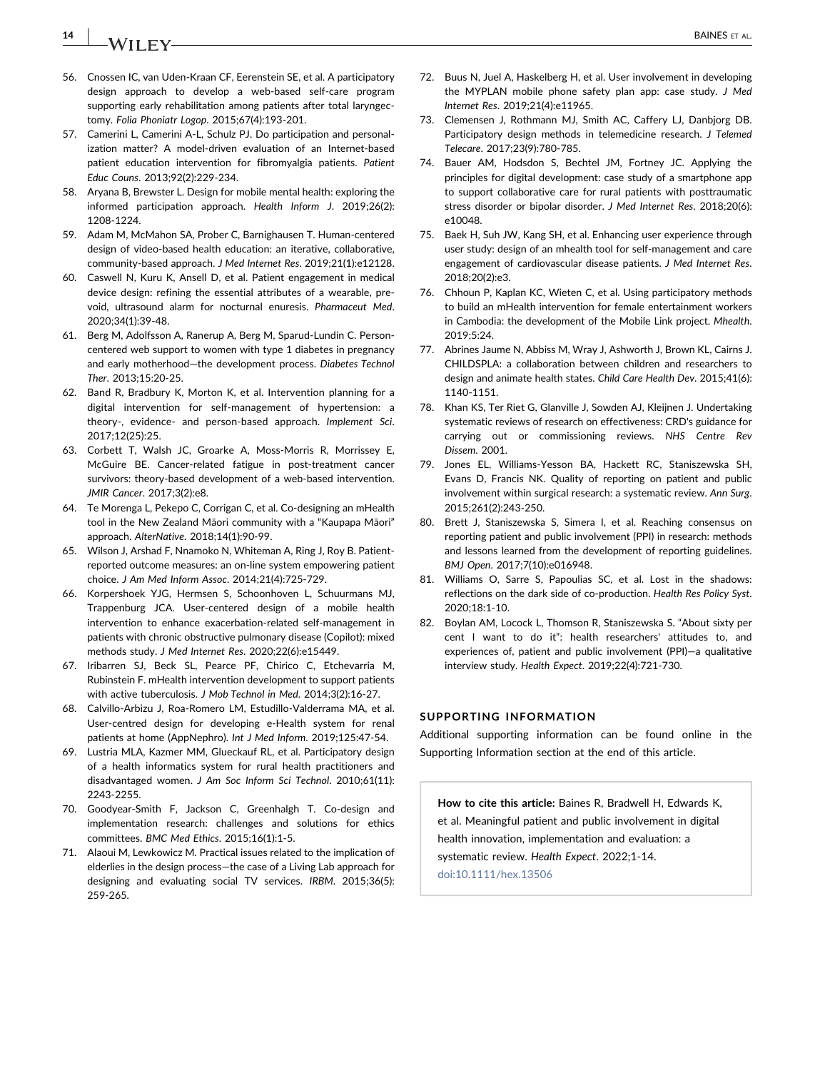56. Cnossen IC, van Uden-Kraan CF, Eerenstein SE, et al. A participatory design approach to develop a web-based self-care program supporting early rehabilitation among patients after total laryngectomy. *Folia Phoniatr Logop*. 2015;67(4):193-201.
57. Camerini L, Camerini A-L, Schulz PJ. Do participation and personalization matter? A model-driven evaluation of an Internet-based patient education intervention for fibromyalgia patients. *Patient Educ Couns*. 2013;92(2):229-234.
58. Aryana B, Brewster L. Design for mobile mental health: exploring the informed participation approach. *Health Inform J*. 2019;26(2): 1208-1224.
59. Adam M, McMahon SA, Prober C, Barnighausen T. Human-centered design of video-based health education: an iterative, collaborative, community-based approach. *J Med Internet Res*. 2019;21(1):e12128.
60. Caswell N, Kuru K, Ansell D, et al. Patient engagement in medical device design: refining the essential attributes of a wearable, pre-void, ultrasound alarm for nocturnal enuresis. *Pharmaceut Med*. 2020;34(1):39-48.
61. Berg M, Adolfsson A, Ranerup A, Berg M, Sparud-Lundin C. Person-centered web support to women with type 1 diabetes in pregnancy and early motherhood—the development process. *Diabetes Technol Ther*. 2013;15:20-25.
62. Band R, Bradbury K, Morton K, et al. Intervention planning for a digital intervention for self-management of hypertension: a theory-, evidence- and person-based approach. *Implement Sci*. 2017;12(25):25.
63. Corbett T, Walsh JC, Groarke A, Moss-Morris R, Morrissey E, McGuire BE. Cancer-related fatigue in post-treatment cancer survivors: theory-based development of a web-based intervention. *JMIR Cancer*. 2017;3(2):e8.
64. Te Morenga L, Pekepo C, Corrigan C, et al. Co-designing an mHealth tool in the New Zealand Māori community with a "Kaupapa Māori" approach. *AlterNative*. 2018;14(1):90-99.
65. Wilson J, Arshad F, Nnamoko N, Whiteman A, Ring J, Roy B. Patient-reported outcome measures: an on-line system empowering patient choice. *J Am Med Inform Assoc*. 2014;21(4):725-729.
66. Korpershoek YJG, Hermsen S, Schoonhoven L, Schuurmans MJ, Trappenburg JCA. User-centered design of a mobile health intervention to enhance exacerbation-related self-management in patients with chronic obstructive pulmonary disease (Copilot): mixed methods study. *J Med Internet Res*. 2020;22(6):e15449.
67. Iribarren SJ, Beck SL, Pearce PF, Chirico C, Etchevarria M, Rubinstein F. mHealth intervention development to support patients with active tuberculosis. *J Mob Technol in Med*. 2014;3(2):16-27.
68. Calvillo-Arbizu J, Roa-Romero LM, Estudillo-Valderrama MA, et al. User-centred design for developing e-Health system for renal patients at home (AppNephro). *Int J Med Inform*. 2019;125:47-54.
69. Lustria MLA, Kazmer MM, Glueckauf RL, et al. Participatory design of a health informatics system for rural health practitioners and disadvantaged women. *J Am Soc Inform Sci Technol*. 2010;61(11): 2243-2255.
70. Goodyear-Smith F, Jackson C, Greenhalgh T. Co-design and implementation research: challenges and solutions for ethics committees. *BMC Med Ethics*. 2015;16(1):1-5.
71. Alaoui M, Lewkowicz M. Practical issues related to the implication of elderlies in the design process—the case of a Living Lab approach for designing and evaluating social TV services. *IRBM*. 2015;36(5): 259-265.
72. Buus N, Juel A, Haskelberg H, et al. User involvement in developing the MYPLAN mobile phone safety plan app: case study. *J Med Internet Res*. 2019;21(4):e11965.
73. Clemensen J, Rothmann MJ, Smith AC, Caffery LJ, Danbjorg DB. Participatory design methods in telemedicine research. *J Telemed Telecare*. 2017;23(9):780-785.
74. Bauer AM, Hodsdon S, Bechtel JM, Fortney JC. Applying the principles for digital development: case study of a smartphone app to support collaborative care for rural patients with posttraumatic stress disorder or bipolar disorder. *J Med Internet Res*. 2018;20(6): e10048.
75. Baek H, Suh JW, Kang SH, et al. Enhancing user experience through user study: design of an mhealth tool for self-management and care engagement of cardiovascular disease patients. *J Med Internet Res*. 2018;20(2):e3.
76. Chhoun P, Kaplan KC, Wieten C, et al. Using participatory methods to build an mHealth intervention for female entertainment workers in Cambodia: the development of the Mobile Link project. *Mhealth*. 2019;5:24.
77. Abrines Jaume N, Abbiss M, Wray J, Ashworth J, Brown KL, Cairns J. CHILDSPLA: a collaboration between children and researchers to design and animate health states. *Child Care Health Dev*. 2015;41(6): 1140-1151.
78. Khan KS, Ter Riet G, Glanville J, Sowden AJ, Kleijnen J. Undertaking systematic reviews of research on effectiveness: CRD's guidance for carrying out or commissioning reviews. *NHS Centre Rev Dissem*. 2001.
79. Jones EL, Williams-Yesson BA, Hackett RC, Staniszewska SH, Evans D, Francis NK. Quality of reporting on patient and public involvement within surgical research: a systematic review. *Ann Surg*. 2015;261(2):243-250.
80. Brett J, Staniszewska S, Simera I, et al. Reaching consensus on reporting patient and public involvement (PPI) in research: methods and lessons learned from the development of reporting guidelines. *BMJ Open*. 2017;7(10):e016948.
81. Williams O, Sarre S, Papoulias SC, et al. Lost in the shadows: reflections on the dark side of co-production. *Health Res Policy Syst*. 2020;18:1-10.
82. Boylan AM, Locock L, Thomson R, Staniszewska S. "About sixty per cent I want to do it": health researchers' attitudes to, and experiences of, patient and public involvement (PPI)—a qualitative interview study. *Health Expect*. 2019;22(4):721-730.

## SUPPORTING INFORMATION

Additional supporting information can be found online in the Supporting Information section at the end of this article.

**How to cite this article:** Baines R, Bradwell H, Edwards K, et al. Meaningful patient and public involvement in digital health innovation, implementation and evaluation: a systematic review. *Health Expect*. 2022;1-14. doi:10.1111/hex.13506